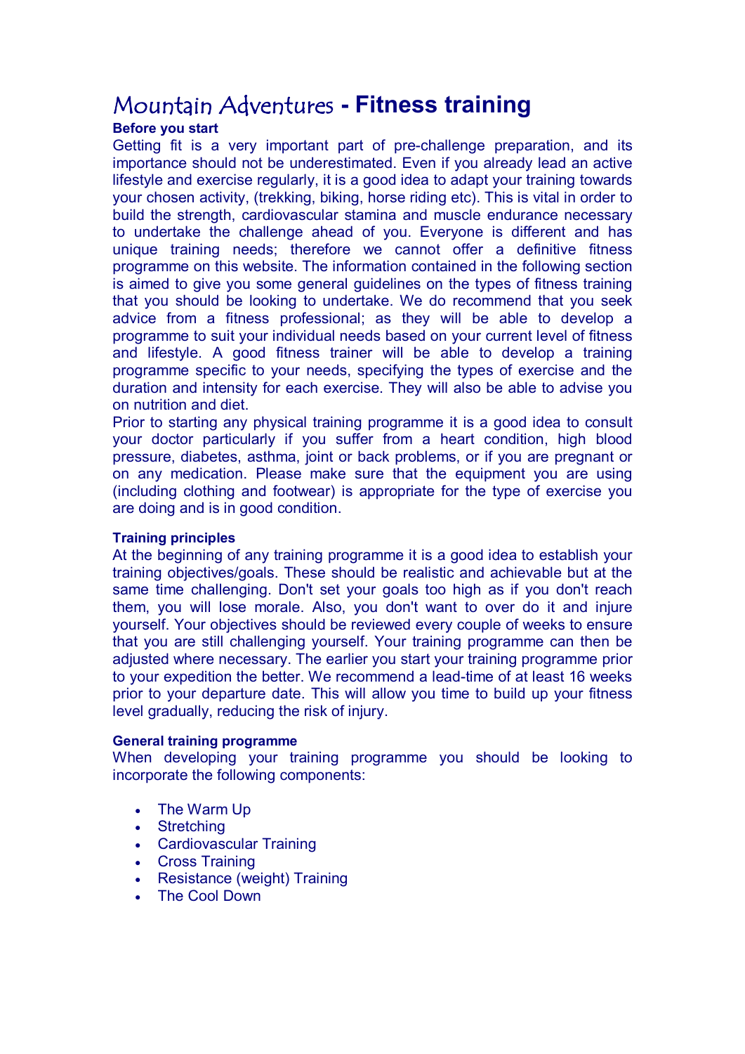# Mountain Adventures - Fitness training

### Before you start

Getting fit is a very important part of pre-challenge preparation, and its importance should not be underestimated. Even if you already lead an active lifestyle and exercise regularly, it is a good idea to adapt your training towards your chosen activity, (trekking, biking, horse riding etc). This is vital in order to build the strength, cardiovascular stamina and muscle endurance necessary to undertake the challenge ahead of you. Everyone is different and has unique training needs; therefore we cannot offer a definitive fitness programme on this website. The information contained in the following section is aimed to give you some general guidelines on the types of fitness training that you should be looking to undertake. We do recommend that you seek advice from a fitness professional; as they will be able to develop a programme to suit your individual needs based on your current level of fitness and lifestyle. A good fitness trainer will be able to develop a training programme specific to your needs, specifying the types of exercise and the duration and intensity for each exercise. They will also be able to advise you on nutrition and diet.

Prior to starting any physical training programme it is a good idea to consult your doctor particularly if you suffer from a heart condition, high blood pressure, diabetes, asthma, joint or back problems, or if you are pregnant or on any medication. Please make sure that the equipment you are using (including clothing and footwear) is appropriate for the type of exercise you are doing and is in good condition.

### Training principles

At the beginning of any training programme it is a good idea to establish your training objectives/goals. These should be realistic and achievable but at the same time challenging. Don't set your goals too high as if you don't reach them, you will lose morale. Also, you don't want to over do it and injure yourself. Your objectives should be reviewed every couple of weeks to ensure that you are still challenging yourself. Your training programme can then be adjusted where necessary. The earlier you start your training programme prior to your expedition the better. We recommend a lead-time of at least 16 weeks prior to your departure date. This will allow you time to build up your fitness level gradually, reducing the risk of injury.

### General training programme

When developing your training programme you should be looking to incorporate the following components:

- The Warm Up
- Stretching
- Cardiovascular Training
- Cross Training
- Resistance (weight) Training
- The Cool Down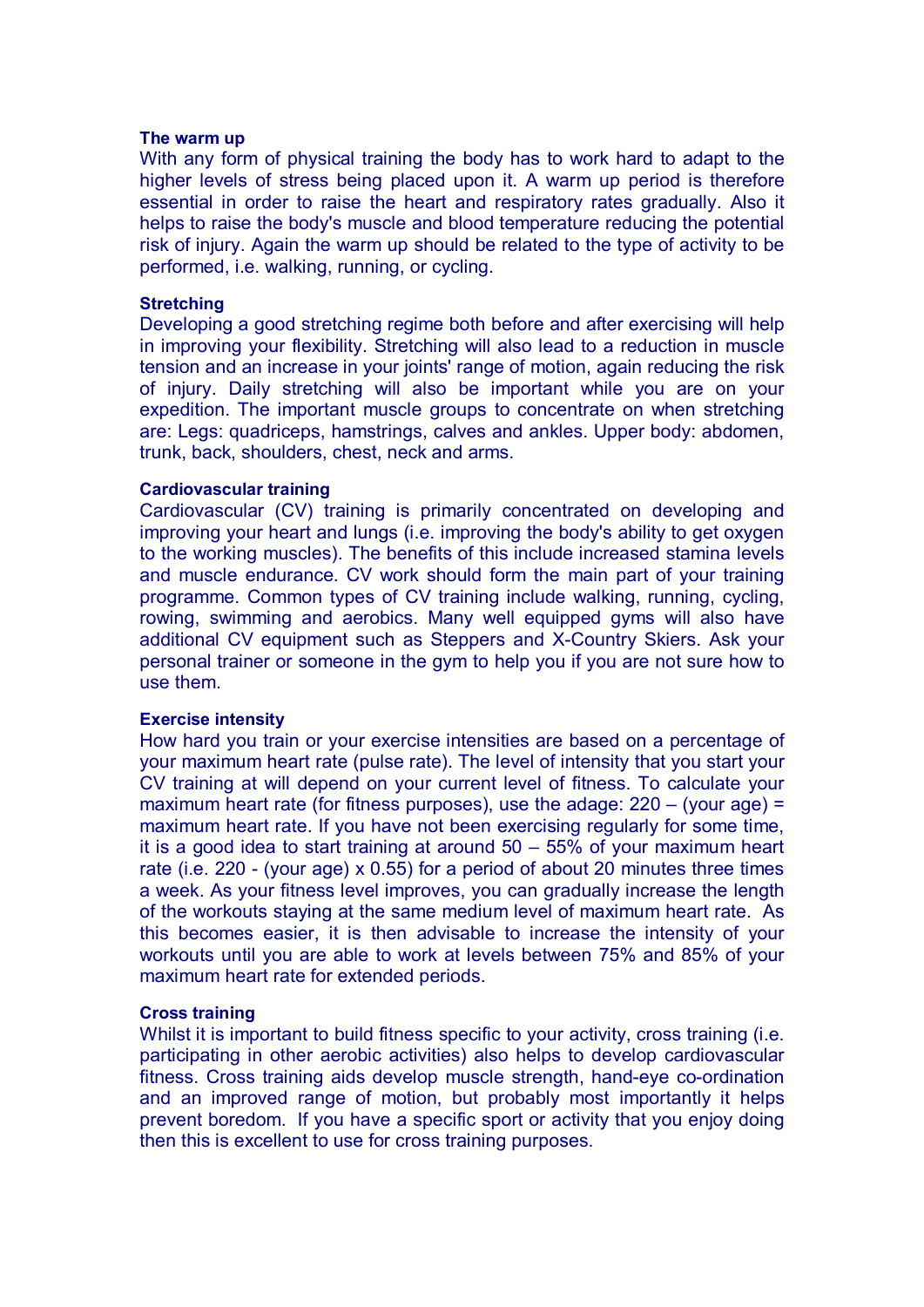**The warm up**

With any form of physical training the body has to work hard to adapt to the higher levels of stress being placed upon it. A warm up period is therefore essential in order to raise the heart and respiratory rates gradually. Also it helps to raise the body's muscle and blood temperature reducing the potential risk of injury. Again the warm up should be related to the type of activity to be performed, i.e. walking, running, or cycling.

**Stretching**

Developing a good stretching regime both before and after exercising will help in improving your flexibility. Stretching will also lead to a reduction in muscle tension and an increase in your joints' range of motion, again reducing the risk of injury. Daily stretching will also be important while you are on your expedition. The important muscle groups to concentrate on when stretching are: Legs: quadriceps, hamstrings, calves and ankles. Upper body: abdomen, trunk, back, shoulders, chest, neck and arms.

**Cardiovascular training**

Cardiovascular (CV) training is primarily concentrated on developing and improving your heart and lungs (i.e. improving the body's ability to get oxygen to the working muscles). The benefits of this include increased stamina levels and muscle endurance. CV work should form the main part of your training programme. Common types of CV training include walking, running, cycling, rowing, swimming and aerobics. Many well equipped gyms will also have additional CV equipment such as Steppers and X-Country Skiers. Ask your personal trainer or someone in the gym to help you if you are not sure how to use them.

**Exercise intensity**

How hard you train or your exercise intensities are based on a percentage of your maximum heart rate (pulse rate). The level of intensity that you start your CV training at will depend on your current level of fitness. To calculate your maximum heart rate (for fitness purposes), use the adage: 220 – (your age) = maximum heart rate. If you have not been exercising regularly for some time, it is a good idea to start training at around 50 – 55% of your maximum heart rate (i.e. 220 - (your age) x 0.55) for a period of about 20 minutes three times a week. As your fitness level improves, you can gradually increase the length of the workouts staying at the same medium level of maximum heart rate. As this becomes easier, it is then advisable to increase the intensity of your workouts until you are able to work at levels between 75% and 85% of your maximum heart rate for extended periods.

**Cross training**

Whilst it is important to build fitness specific to your activity, cross training (i.e. participating in other aerobic activities) also helps to develop cardiovascular fitness. Cross training aids develop muscle strength, hand-eye co-ordination and an improved range of motion, but probably most importantly it helps prevent boredom. If you have a specific sport or activity that you enjoy doing then this is excellent to use for cross training purposes.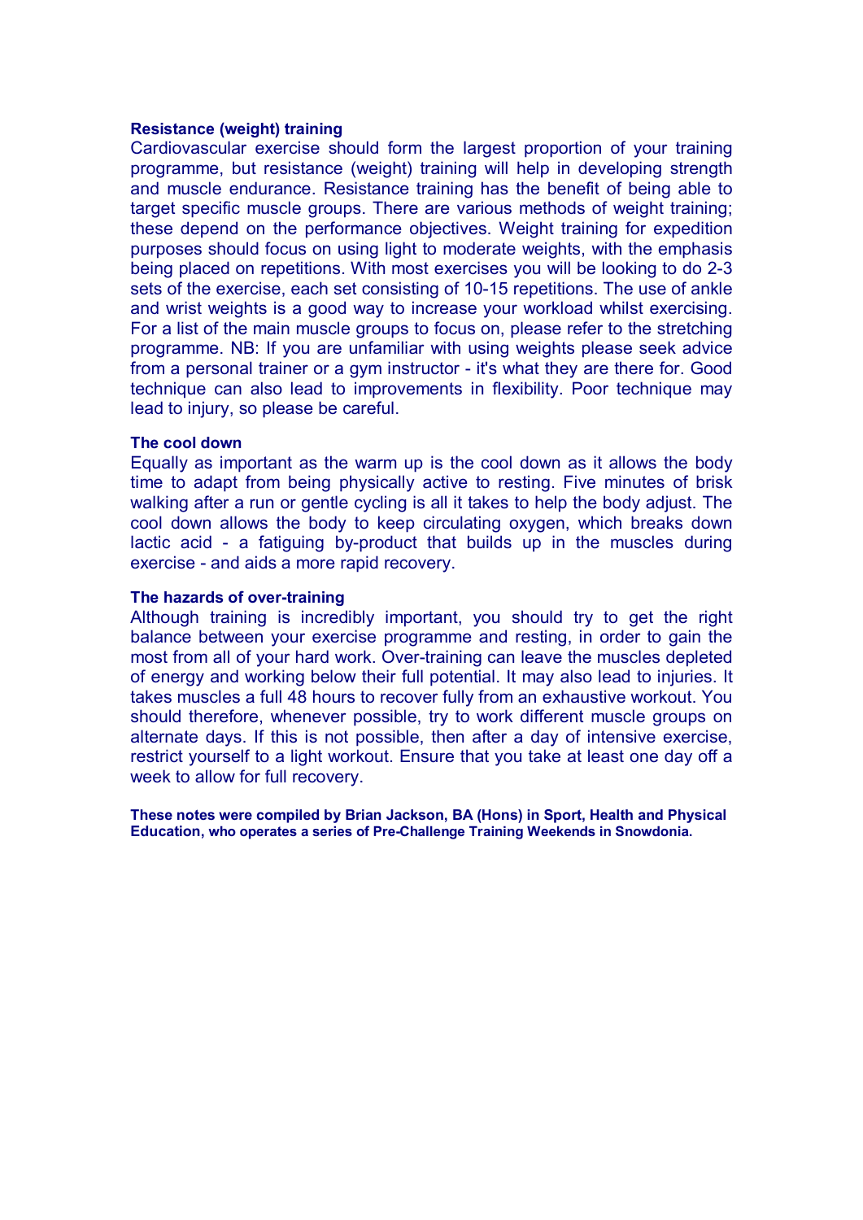**Resistance (weight) training**

Cardiovascular exercise should form the largest proportion of your training programme, but resistance (weight) training will help in developing strength and muscle endurance. Resistance training has the benefit of being able to target specific muscle groups. There are various methods of weight training; these depend on the performance objectives. Weight training for expedition purposes should focus on using light to moderate weights, with the emphasis being placed on repetitions. With most exercises you will be looking to do 2-3 sets of the exercise, each set consisting of 10-15 repetitions. The use of ankle and wrist weights is a good way to increase your workload whilst exercising. For a list of the main muscle groups to focus on, please refer to the stretching programme. NB: If you are unfamiliar with using weights please seek advice from a personal trainer or a gym instructor - it's what they are there for. Good technique can also lead to improvements in flexibility. Poor technique may lead to injury, so please be careful.

**The cool down**

Equally as important as the warm up is the cool down as it allows the body time to adapt from being physically active to resting. Five minutes of brisk walking after a run or gentle cycling is all it takes to help the body adjust. The cool down allows the body to keep circulating oxygen, which breaks down lactic acid - a fatiguing by-product that builds up in the muscles during exercise - and aids a more rapid recovery.

**The hazards of over-training**

Although training is incredibly important, you should try to get the right balance between your exercise programme and resting, in order to gain the most from all of your hard work. Over-training can leave the muscles depleted of energy and working below their full potential. It may also lead to injuries. It takes muscles a full 48 hours to recover fully from an exhaustive workout. You should therefore, whenever possible, try to work different muscle groups on alternate days. If this is not possible, then after a day of intensive exercise, restrict yourself to a light workout. Ensure that you take at least one day off a week to allow for full recovery.

**These notes were compiled by Brian Jackson, BA (Hons) in Sport, Health and Physical Education, who operates a series of Pre-Challenge Training Weekends in Snowdonia.**